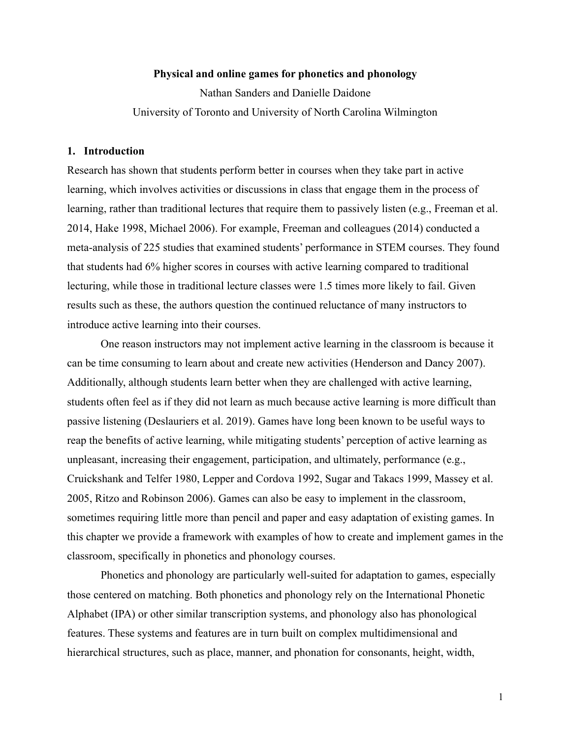**Physical and online games for phonetics and phonology**

Nathan Sanders and Danielle Daidone

University of Toronto and University of North Carolina Wilmington

## 1. Introduction

Research has shown that students perform better in courses when they take part in active learning, which involves activities or discussions in class that engage them in the process of learning, rather than traditional lectures that require them to passively listen (e.g., Freeman et al. 2014, Hake 1998, Michael 2006). For example, Freeman and colleagues (2014) conducted a meta-analysis of 225 studies that examined students' performance in STEM courses. They found that students had 6% higher scores in courses with active learning compared to traditional lecturing, while those in traditional lecture classes were 1.5 times more likely to fail. Given results such as these, the authors question the continued reluctance of many instructors to introduce active learning into their courses.

One reason instructors may not implement active learning in the classroom is because it can be time consuming to learn about and create new activities (Henderson and Dancy 2007). Additionally, although students learn better when they are challenged with active learning, students often feel as if they did not learn as much because active learning is more difficult than passive listening (Deslauriers et al. 2019). Games have long been known to be useful ways to reap the benefits of active learning, while mitigating students' perception of active learning as unpleasant, increasing their engagement, participation, and ultimately, performance (e.g., Cruickshank and Telfer 1980, Lepper and Cordova 1992, Sugar and Takacs 1999, Massey et al. 2005, Ritzo and Robinson 2006). Games can also be easy to implement in the classroom, sometimes requiring little more than pencil and paper and easy adaptation of existing games. In this chapter we provide a framework with examples of how to create and implement games in the classroom, specifically in phonetics and phonology courses.

Phonetics and phonology are particularly well-suited for adaptation to games, especially those centered on matching. Both phonetics and phonology rely on the International Phonetic Alphabet (IPA) or other similar transcription systems, and phonology also has phonological features. These systems and features are in turn built on complex multidimensional and hierarchical structures, such as place, manner, and phonation for consonants, height, width,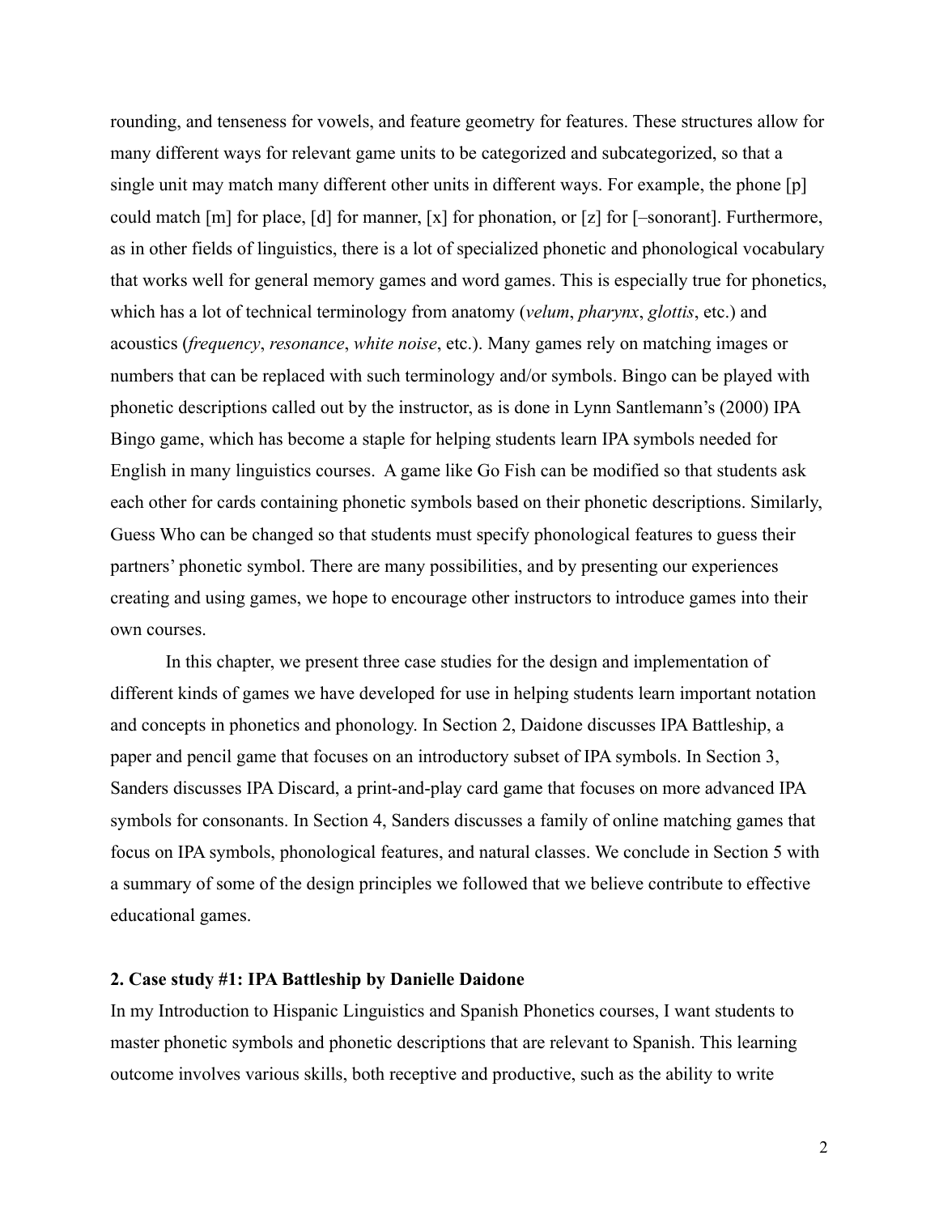rounding, and tenseness for vowels, and feature geometry for features. These structures allow for many different ways for relevant game units to be categorized and subcategorized, so that a single unit may match many different other units in different ways. For example, the phone [p] could match [m] for place, [d] for manner, [x] for phonation, or [z] for [–sonorant]. Furthermore, as in other fields of linguistics, there is a lot of specialized phonetic and phonological vocabulary that works well for general memory games and word games. This is especially true for phonetics, which has a lot of technical terminology from anatomy (*velum*, *pharynx*, *glottis*, etc.) and acoustics (*frequency*, *resonance*, *white noise*, etc.). Many games rely on matching images or numbers that can be replaced with such terminology and/or symbols. Bingo can be played with phonetic descriptions called out by the instructor, as is done in Lynn Santlemann's (2000) IPA Bingo game, which has become a staple for helping students learn IPA symbols needed for English in many linguistics courses. A game like Go Fish can be modified so that students ask each other for cards containing phonetic symbols based on their phonetic descriptions. Similarly, Guess Who can be changed so that students must specify phonological features to guess their partners' phonetic symbol. There are many possibilities, and by presenting our experiences creating and using games, we hope to encourage other instructors to introduce games into their own courses.

In this chapter, we present three case studies for the design and implementation of different kinds of games we have developed for use in helping students learn important notation and concepts in phonetics and phonology. In Section 2, Daidone discusses IPA Battleship, a paper and pencil game that focuses on an introductory subset of IPA symbols. In Section 3, Sanders discusses IPA Discard, a print-and-play card game that focuses on more advanced IPA symbols for consonants. In Section 4, Sanders discusses a family of online matching games that focus on IPA symbols, phonological features, and natural classes. We conclude in Section 5 with a summary of some of the design principles we followed that we believe contribute to effective educational games.

## 2. Case study #1: IPA Battleship by Danielle Daidone

In my Introduction to Hispanic Linguistics and Spanish Phonetics courses, I want students to master phonetic symbols and phonetic descriptions that are relevant to Spanish. This learning outcome involves various skills, both receptive and productive, such as the ability to write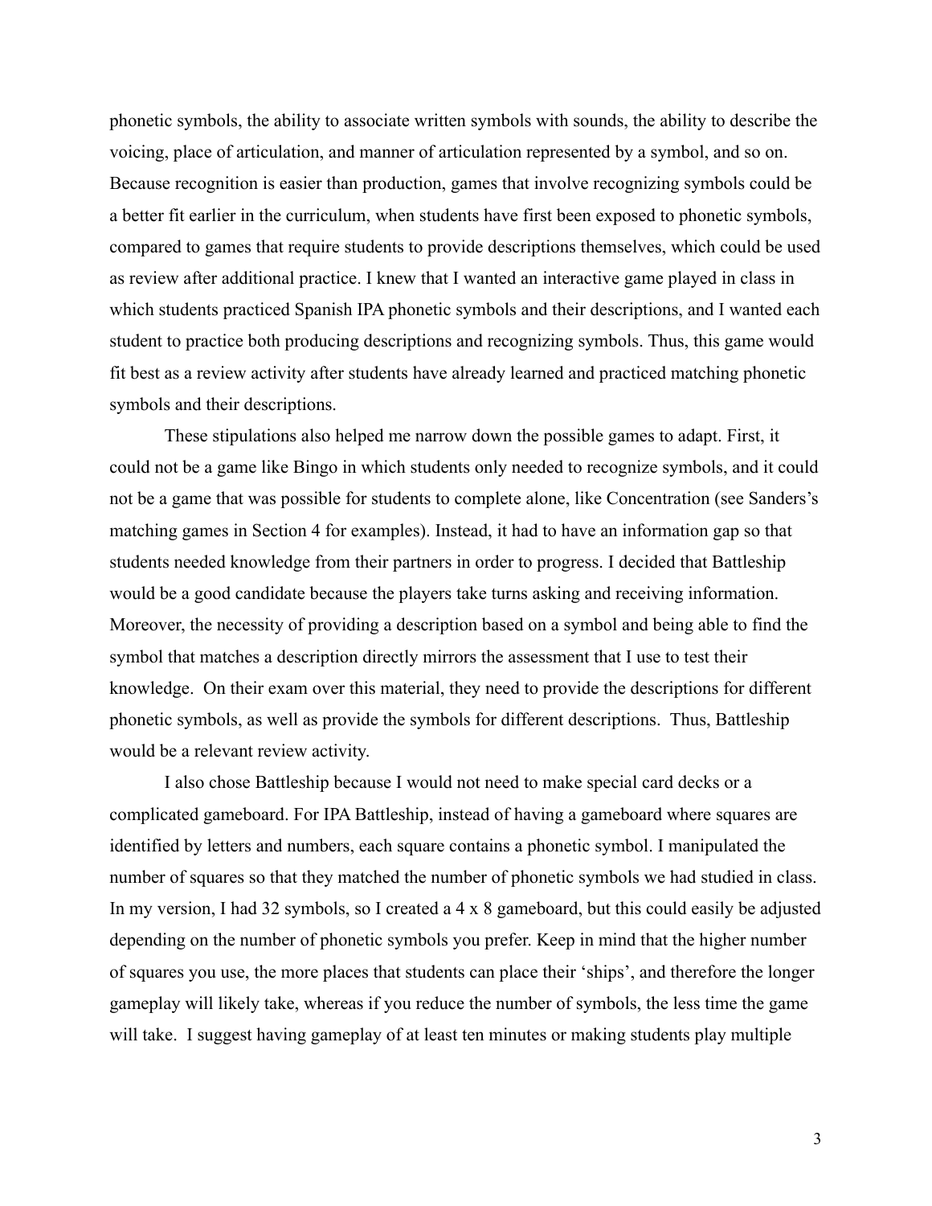phonetic symbols, the ability to associate written symbols with sounds, the ability to describe the voicing, place of articulation, and manner of articulation represented by a symbol, and so on. Because recognition is easier than production, games that involve recognizing symbols could be a better fit earlier in the curriculum, when students have first been exposed to phonetic symbols, compared to games that require students to provide descriptions themselves, which could be used as review after additional practice. I knew that I wanted an interactive game played in class in which students practiced Spanish IPA phonetic symbols and their descriptions, and I wanted each student to practice both producing descriptions and recognizing symbols. Thus, this game would fit best as a review activity after students have already learned and practiced matching phonetic symbols and their descriptions.

These stipulations also helped me narrow down the possible games to adapt. First, it could not be a game like Bingo in which students only needed to recognize symbols, and it could not be a game that was possible for students to complete alone, like Concentration (see Sanders's matching games in Section 4 for examples). Instead, it had to have an information gap so that students needed knowledge from their partners in order to progress. I decided that Battleship would be a good candidate because the players take turns asking and receiving information. Moreover, the necessity of providing a description based on a symbol and being able to find the symbol that matches a description directly mirrors the assessment that I use to test their knowledge. On their exam over this material, they need to provide the descriptions for different phonetic symbols, as well as provide the symbols for different descriptions. Thus, Battleship would be a relevant review activity.

I also chose Battleship because I would not need to make special card decks or a complicated gameboard. For IPA Battleship, instead of having a gameboard where squares are identified by letters and numbers, each square contains a phonetic symbol. I manipulated the number of squares so that they matched the number of phonetic symbols we had studied in class. In my version, I had 32 symbols, so I created a 4 x 8 gameboard, but this could easily be adjusted depending on the number of phonetic symbols you prefer. Keep in mind that the higher number of squares you use, the more places that students can place their 'ships', and therefore the longer gameplay will likely take, whereas if you reduce the number of symbols, the less time the game will take. I suggest having gameplay of at least ten minutes or making students play multiple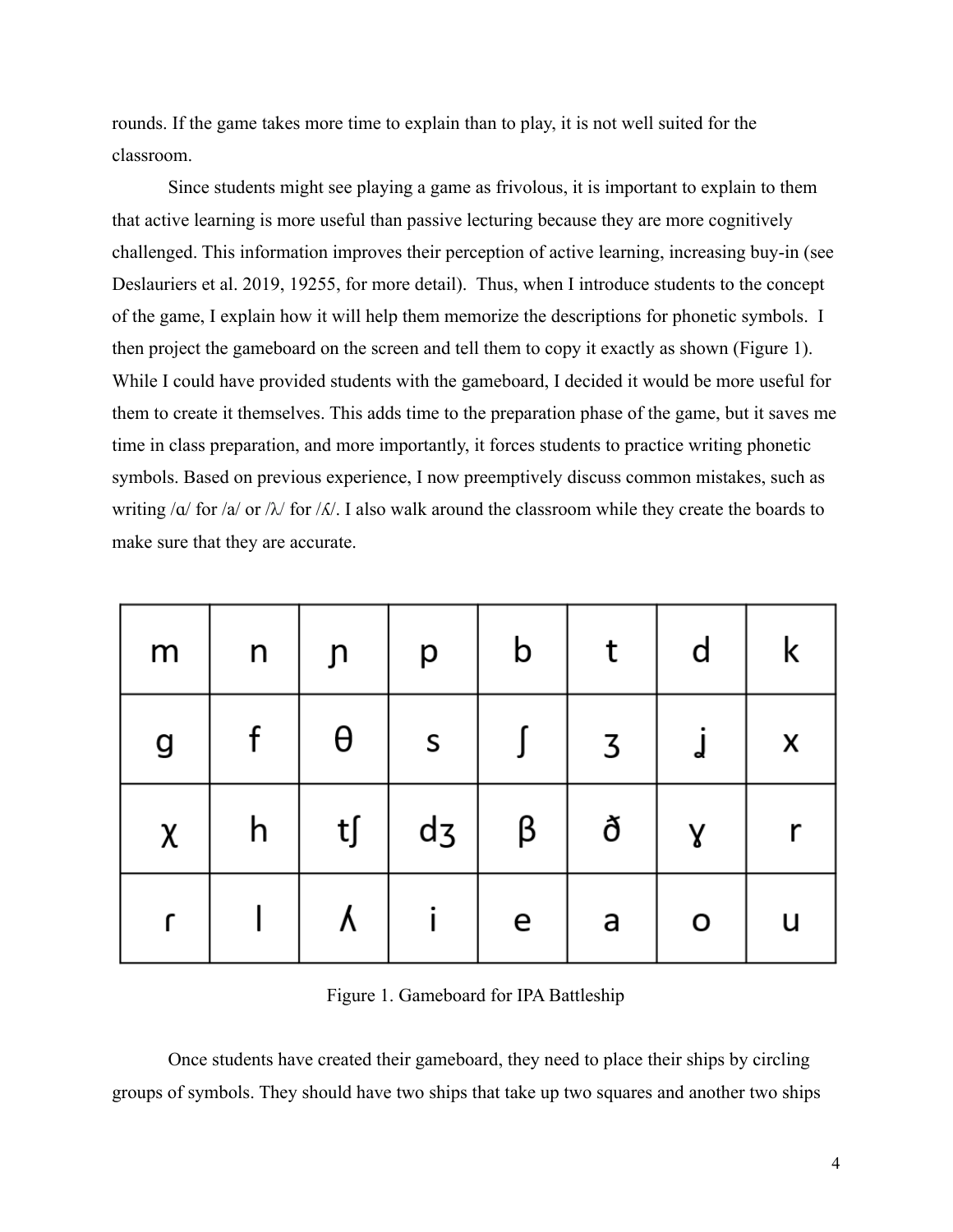rounds. If the game takes more time to explain than to play, it is not well suited for the classroom.

Since students might see playing a game as frivolous, it is important to explain to them that active learning is more useful than passive lecturing because they are more cognitively challenged. This information improves their perception of active learning, increasing buy-in (see Deslauriers et al. 2019, 19255, for more detail). Thus, when I introduce students to the concept of the game, I explain how it will help them memorize the descriptions for phonetic symbols. I then project the gameboard on the screen and tell them to copy it exactly as shown (Figure 1). While I could have provided students with the gameboard, I decided it would be more useful for them to create it themselves. This adds time to the preparation phase of the game, but it saves me time in class preparation, and more importantly, it forces students to practice writing phonetic symbols. Based on previous experience, I now preemptively discuss common mistakes, such as writing /ɑ/ for /a/ or /λ/ for /ʎ/. I also walk around the classroom while they create the boards to make sure that they are accurate.

| m | n | ɲ | p | b | t | d | k |
|---|---|---|---|---|---|---|---|
| g | f | θ | s | ʃ | ʒ | ɹ | x |
| χ | h | tʃ | dʒ | β | ð | ɣ | r |
| ɾ | l | ʎ | i | e | a | o | u |

Figure 1. Gameboard for IPA Battleship

Once students have created their gameboard, they need to place their ships by circling groups of symbols. They should have two ships that take up two squares and another two ships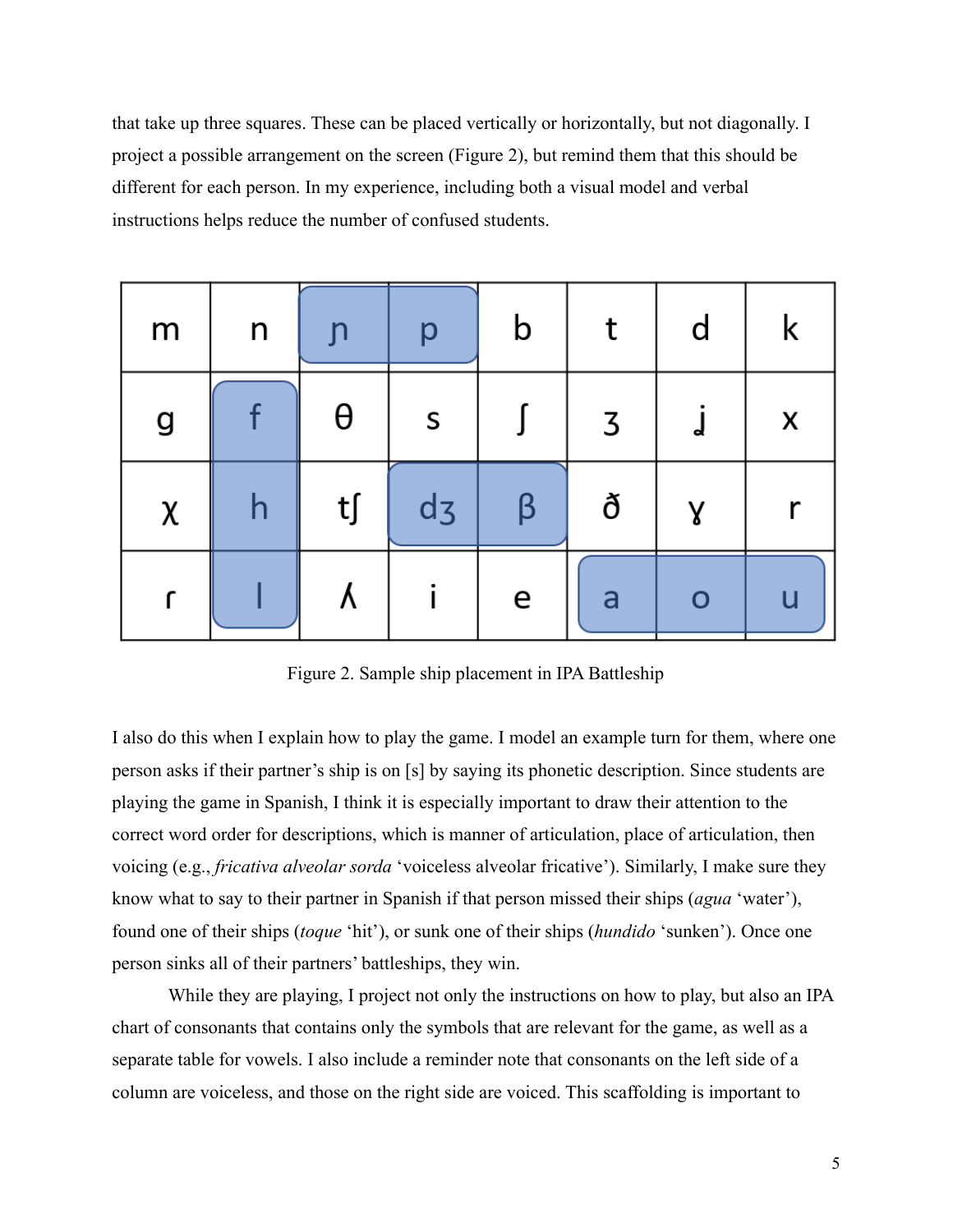that take up three squares. These can be placed vertically or horizontally, but not diagonally. I project a possible arrangement on the screen (Figure 2), but remind them that this should be different for each person. In my experience, including both a visual model and verbal instructions helps reduce the number of confused students.

| m | n | ɲ | p | b | t | d | k |
|---|---|---|---|---|---|---|---|
| g | f | θ | s | ʃ | ʒ | ʝ | x |
| χ | h | tʃ | dʒ | β | ð | ɣ | r |
| ɾ | l | ʎ | i | e | a | o | u |

Figure 2. Sample ship placement in IPA Battleship

I also do this when I explain how to play the game. I model an example turn for them, where one person asks if their partner's ship is on [s] by saying its phonetic description. Since students are playing the game in Spanish, I think it is especially important to draw their attention to the correct word order for descriptions, which is manner of articulation, place of articulation, then voicing (e.g., *fricativa alveolar sorda* 'voiceless alveolar fricative'). Similarly, I make sure they know what to say to their partner in Spanish if that person missed their ships (*agua* 'water'), found one of their ships (*toque* 'hit'), or sunk one of their ships (*hundido* 'sunken'). Once one person sinks all of their partners' battleships, they win.

While they are playing, I project not only the instructions on how to play, but also an IPA chart of consonants that contains only the symbols that are relevant for the game, as well as a separate table for vowels. I also include a reminder note that consonants on the left side of a column are voiceless, and those on the right side are voiced. This scaffolding is important to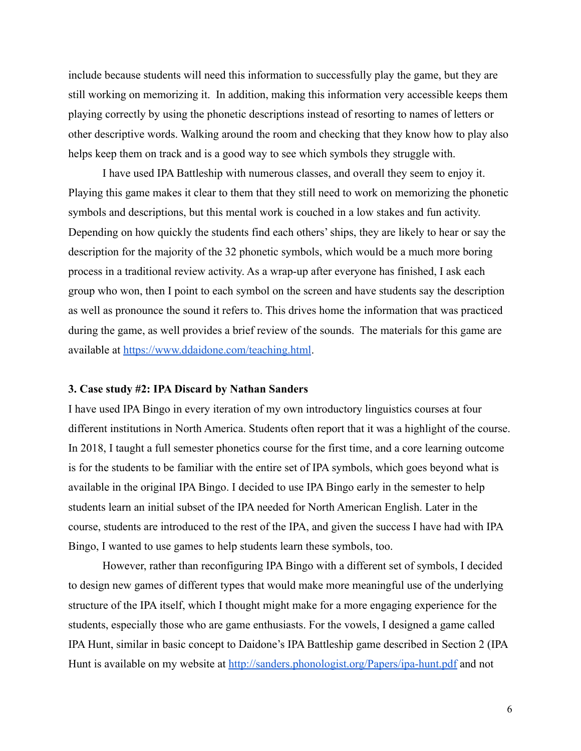include because students will need this information to successfully play the game, but they are still working on memorizing it. In addition, making this information very accessible keeps them playing correctly by using the phonetic descriptions instead of resorting to names of letters or other descriptive words. Walking around the room and checking that they know how to play also helps keep them on track and is a good way to see which symbols they struggle with.

I have used IPA Battleship with numerous classes, and overall they seem to enjoy it. Playing this game makes it clear to them that they still need to work on memorizing the phonetic symbols and descriptions, but this mental work is couched in a low stakes and fun activity. Depending on how quickly the students find each others' ships, they are likely to hear or say the description for the majority of the 32 phonetic symbols, which would be a much more boring process in a traditional review activity. As a wrap-up after everyone has finished, I ask each group who won, then I point to each symbol on the screen and have students say the description as well as pronounce the sound it refers to. This drives home the information that was practiced during the game, as well provides a brief review of the sounds. The materials for this game are available at https://www.ddaidone.com/teaching.html.

### 3. Case study #2: IPA Discard by Nathan Sanders

I have used IPA Bingo in every iteration of my own introductory linguistics courses at four different institutions in North America. Students often report that it was a highlight of the course. In 2018, I taught a full semester phonetics course for the first time, and a core learning outcome is for the students to be familiar with the entire set of IPA symbols, which goes beyond what is available in the original IPA Bingo. I decided to use IPA Bingo early in the semester to help students learn an initial subset of the IPA needed for North American English. Later in the course, students are introduced to the rest of the IPA, and given the success I have had with IPA Bingo, I wanted to use games to help students learn these symbols, too.

However, rather than reconfiguring IPA Bingo with a different set of symbols, I decided to design new games of different types that would make more meaningful use of the underlying structure of the IPA itself, which I thought might make for a more engaging experience for the students, especially those who are game enthusiasts. For the vowels, I designed a game called IPA Hunt, similar in basic concept to Daidone's IPA Battleship game described in Section 2 (IPA Hunt is available on my website at http://sanders.phonologist.org/Papers/ipa-hunt.pdf and not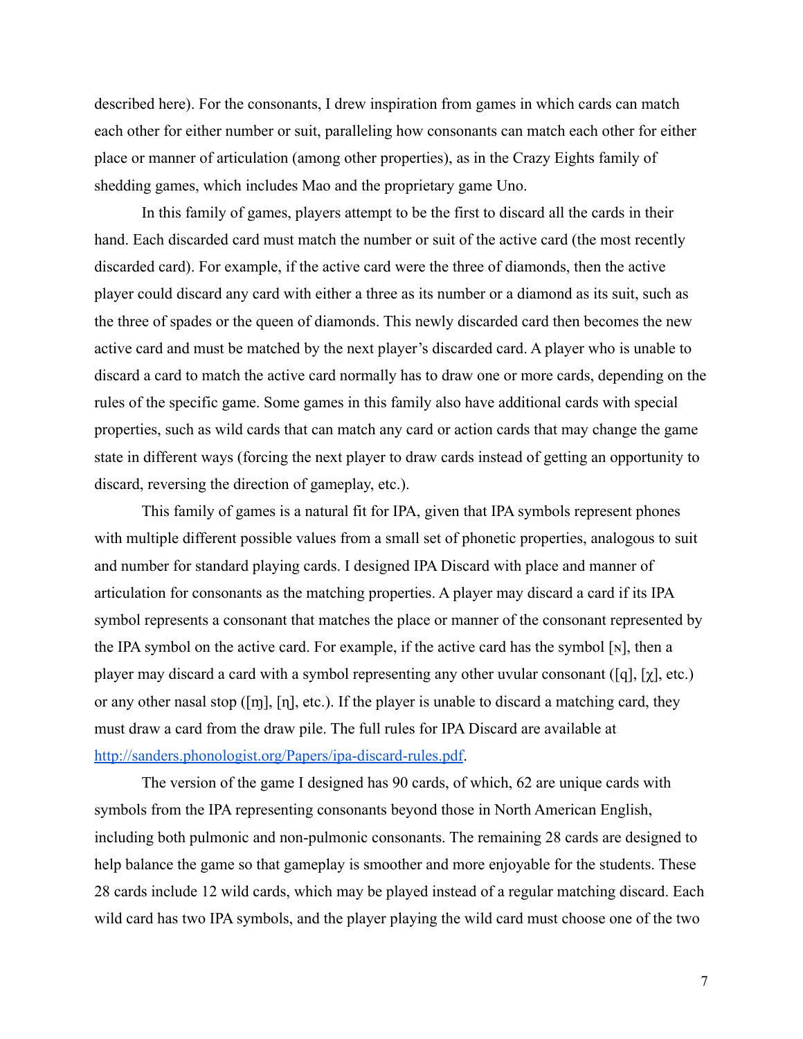described here). For the consonants, I drew inspiration from games in which cards can match each other for either number or suit, paralleling how consonants can match each other for either place or manner of articulation (among other properties), as in the Crazy Eights family of shedding games, which includes Mao and the proprietary game Uno.

In this family of games, players attempt to be the first to discard all the cards in their hand. Each discarded card must match the number or suit of the active card (the most recently discarded card). For example, if the active card were the three of diamonds, then the active player could discard any card with either a three as its number or a diamond as its suit, such as the three of spades or the queen of diamonds. This newly discarded card then becomes the new active card and must be matched by the next player's discarded card. A player who is unable to discard a card to match the active card normally has to draw one or more cards, depending on the rules of the specific game. Some games in this family also have additional cards with special properties, such as wild cards that can match any card or action cards that may change the game state in different ways (forcing the next player to draw cards instead of getting an opportunity to discard, reversing the direction of gameplay, etc.).

This family of games is a natural fit for IPA, given that IPA symbols represent phones with multiple different possible values from a small set of phonetic properties, analogous to suit and number for standard playing cards. I designed IPA Discard with place and manner of articulation for consonants as the matching properties. A player may discard a card if its IPA symbol represents a consonant that matches the place or manner of the consonant represented by the IPA symbol on the active card. For example, if the active card has the symbol [ɴ], then a player may discard a card with a symbol representing any other uvular consonant ([q], [χ], etc.) or any other nasal stop ([ɱ], [ɳ], etc.). If the player is unable to discard a matching card, they must draw a card from the draw pile. The full rules for IPA Discard are available at [http://sanders.phonologist.org/Papers/ipa-discard-rules.pdf](http://sanders.phonologist.org/Papers/ipa-discard-rules.pdf).

The version of the game I designed has 90 cards, of which, 62 are unique cards with symbols from the IPA representing consonants beyond those in North American English, including both pulmonic and non-pulmonic consonants. The remaining 28 cards are designed to help balance the game so that gameplay is smoother and more enjoyable for the students. These 28 cards include 12 wild cards, which may be played instead of a regular matching discard. Each wild card has two IPA symbols, and the player playing the wild card must choose one of the two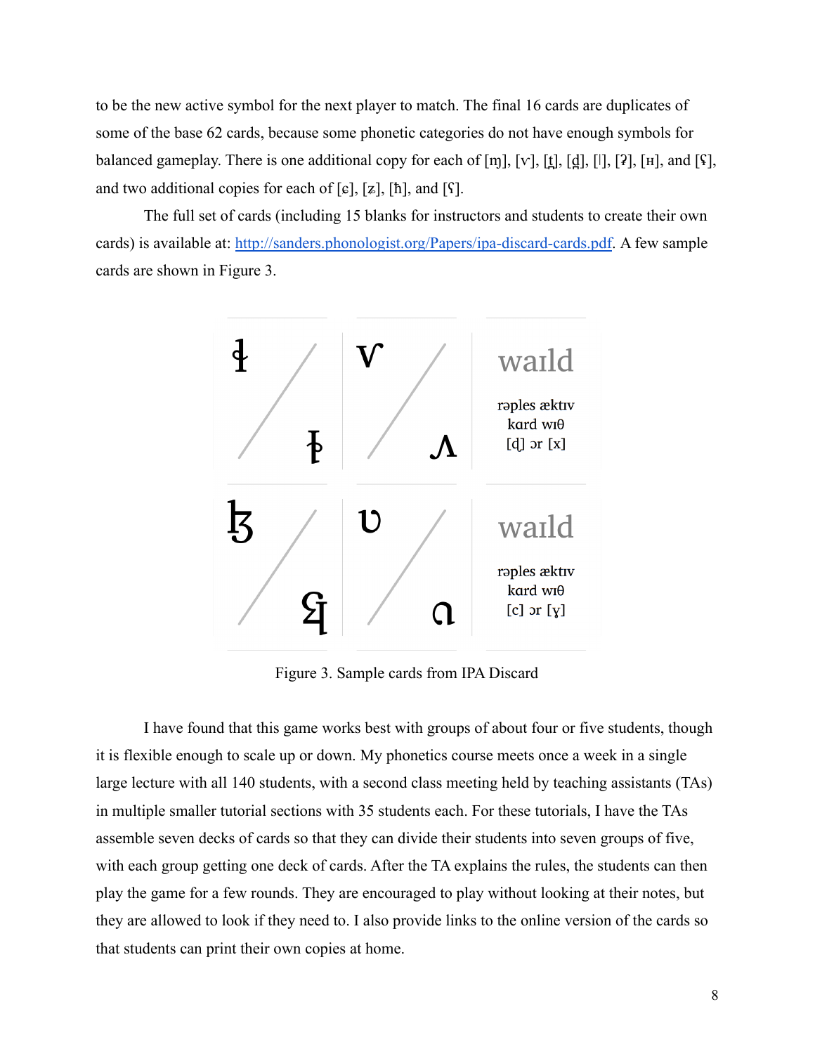to be the new active symbol for the next player to match. The final 16 cards are duplicates of some of the base 62 cards, because some phonetic categories do not have enough symbols for balanced gameplay. There is one additional copy for each of [ɱ], [ⱱ], [t̪], [d̪], [ǀ], [ʡ], [ʜ], and [ʢ], and two additional copies for each of [ɕ], [ʑ], [ħ], and [ʕ].

The full set of cards (including 15 blanks for instructors and students to create their own cards) is available at: http://sanders.phonologist.org/Papers/ipa-discard-cards.pdf. A few sample cards are shown in Figure 3.

Figure 3. Sample cards from IPA Discard

I have found that this game works best with groups of about four or five students, though it is flexible enough to scale up or down. My phonetics course meets once a week in a single large lecture with all 140 students, with a second class meeting held by teaching assistants (TAs) in multiple smaller tutorial sections with 35 students each. For these tutorials, I have the TAs assemble seven decks of cards so that they can divide their students into seven groups of five, with each group getting one deck of cards. After the TA explains the rules, the students can then play the game for a few rounds. They are encouraged to play without looking at their notes, but they are allowed to look if they need to. I also provide links to the online version of the cards so that students can print their own copies at home.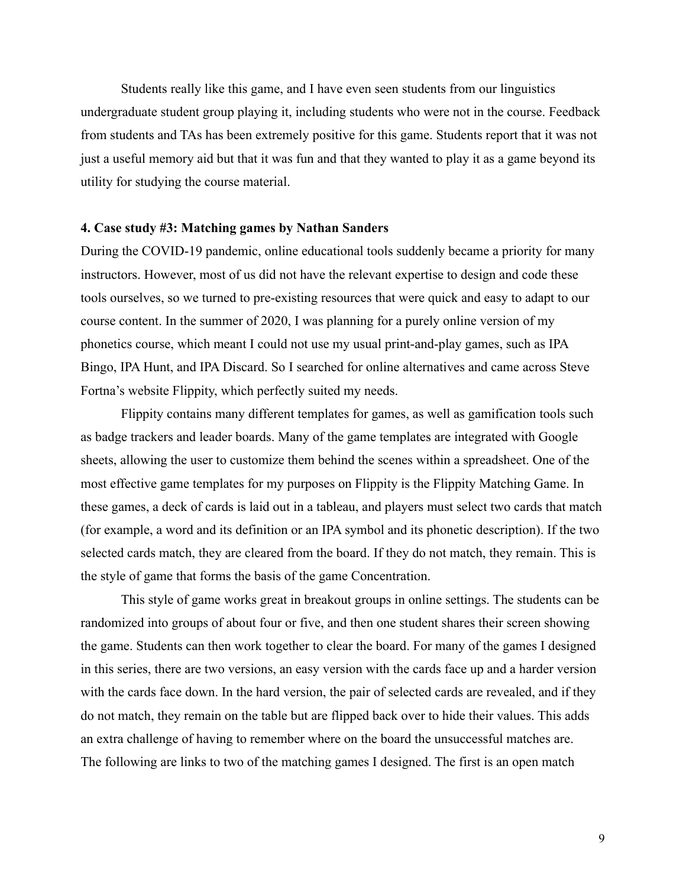Students really like this game, and I have even seen students from our linguistics undergraduate student group playing it, including students who were not in the course. Feedback from students and TAs has been extremely positive for this game. Students report that it was not just a useful memory aid but that it was fun and that they wanted to play it as a game beyond its utility for studying the course material.

## 4. Case study #3: Matching games by Nathan Sanders

During the COVID-19 pandemic, online educational tools suddenly became a priority for many instructors. However, most of us did not have the relevant expertise to design and code these tools ourselves, so we turned to pre-existing resources that were quick and easy to adapt to our course content. In the summer of 2020, I was planning for a purely online version of my phonetics course, which meant I could not use my usual print-and-play games, such as IPA Bingo, IPA Hunt, and IPA Discard. So I searched for online alternatives and came across Steve Fortna's website Flippity, which perfectly suited my needs.

Flippity contains many different templates for games, as well as gamification tools such as badge trackers and leader boards. Many of the game templates are integrated with Google sheets, allowing the user to customize them behind the scenes within a spreadsheet. One of the most effective game templates for my purposes on Flippity is the Flippity Matching Game. In these games, a deck of cards is laid out in a tableau, and players must select two cards that match (for example, a word and its definition or an IPA symbol and its phonetic description). If the two selected cards match, they are cleared from the board. If they do not match, they remain. This is the style of game that forms the basis of the game Concentration.

This style of game works great in breakout groups in online settings. The students can be randomized into groups of about four or five, and then one student shares their screen showing the game. Students can then work together to clear the board. For many of the games I designed in this series, there are two versions, an easy version with the cards face up and a harder version with the cards face down. In the hard version, the pair of selected cards are revealed, and if they do not match, they remain on the table but are flipped back over to hide their values. This adds an extra challenge of having to remember where on the board the unsuccessful matches are. The following are links to two of the matching games I designed. The first is an open match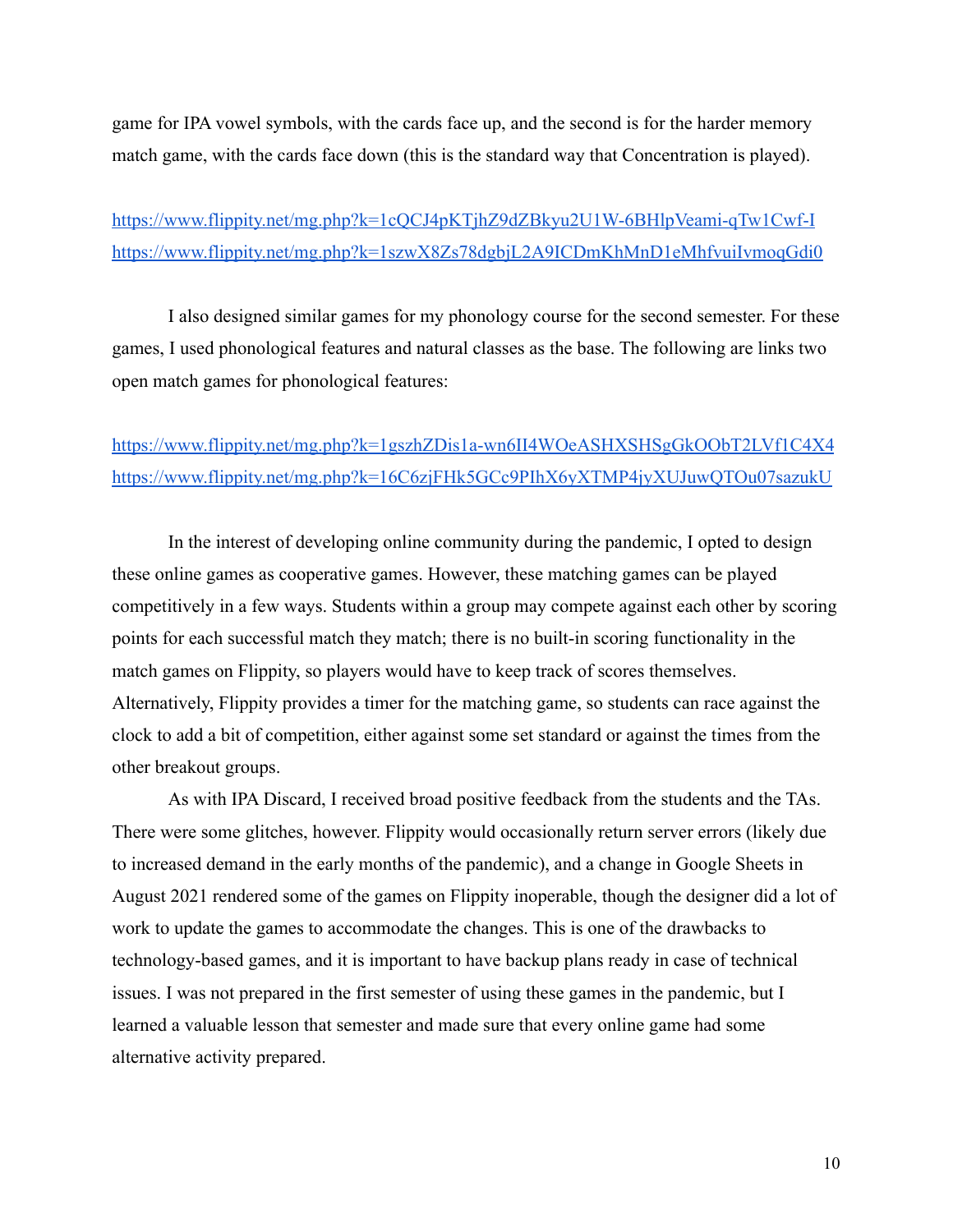game for IPA vowel symbols, with the cards face up, and the second is for the harder memory match game, with the cards face down (this is the standard way that Concentration is played).

https://www.flippity.net/mg.php?k=1cQCJ4pKTjhZ9dZBkyu2U1W-6BHlpVeami-qTw1Cwf-I
https://www.flippity.net/mg.php?k=1szwX8Zs78dgbjL2A9ICDmKhMnD1eMhfvuiIvmoqGdi0

I also designed similar games for my phonology course for the second semester. For these games, I used phonological features and natural classes as the base. The following are links two open match games for phonological features:

https://www.flippity.net/mg.php?k=1gszhZDis1a-wn6II4WOeASHXSHSgGkOObT2LVf1C4X4
https://www.flippity.net/mg.php?k=16C6zjFHk5GCc9PIhX6yXTMP4jyXUJuwQTOu07sazukU

In the interest of developing online community during the pandemic, I opted to design these online games as cooperative games. However, these matching games can be played competitively in a few ways. Students within a group may compete against each other by scoring points for each successful match they match; there is no built-in scoring functionality in the match games on Flippity, so players would have to keep track of scores themselves. Alternatively, Flippity provides a timer for the matching game, so students can race against the clock to add a bit of competition, either against some set standard or against the times from the other breakout groups.

As with IPA Discard, I received broad positive feedback from the students and the TAs. There were some glitches, however. Flippity would occasionally return server errors (likely due to increased demand in the early months of the pandemic), and a change in Google Sheets in August 2021 rendered some of the games on Flippity inoperable, though the designer did a lot of work to update the games to accommodate the changes. This is one of the drawbacks to technology-based games, and it is important to have backup plans ready in case of technical issues. I was not prepared in the first semester of using these games in the pandemic, but I learned a valuable lesson that semester and made sure that every online game had some alternative activity prepared.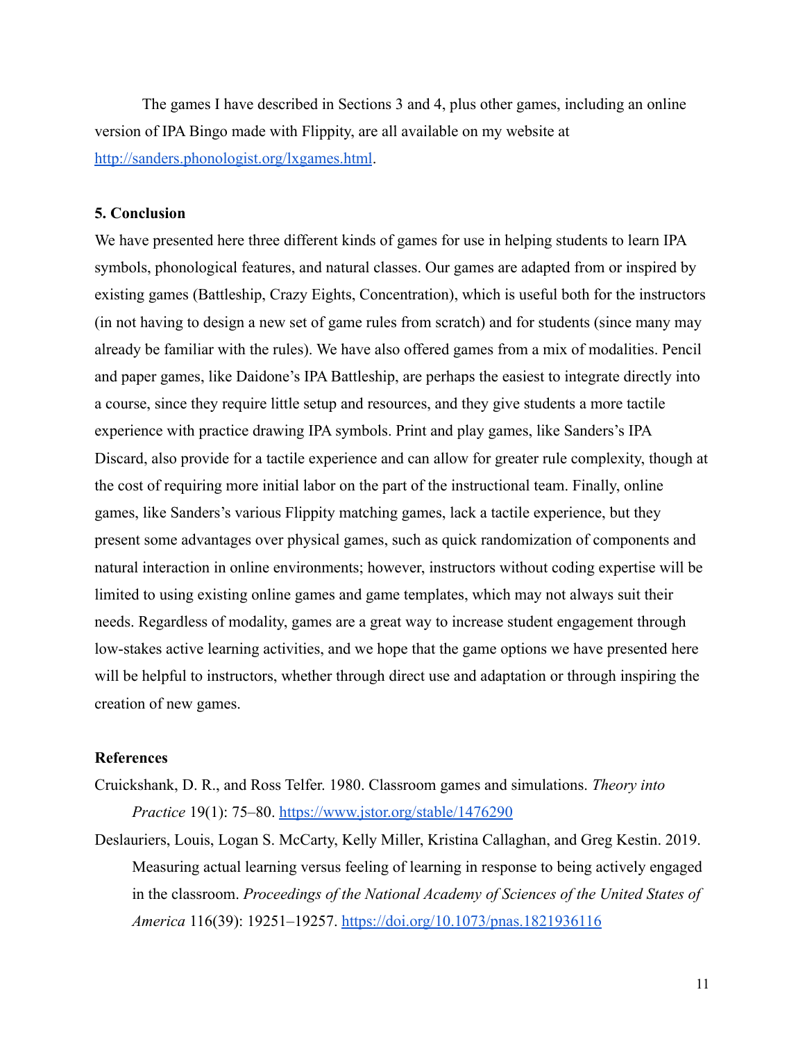The games I have described in Sections 3 and 4, plus other games, including an online version of IPA Bingo made with Flippity, are all available on my website at [http://sanders.phonologist.org/lxgames.html](http://sanders.phonologist.org/lxgames.html).

## 5. Conclusion

We have presented here three different kinds of games for use in helping students to learn IPA symbols, phonological features, and natural classes. Our games are adapted from or inspired by existing games (Battleship, Crazy Eights, Concentration), which is useful both for the instructors (in not having to design a new set of game rules from scratch) and for students (since many may already be familiar with the rules). We have also offered games from a mix of modalities. Pencil and paper games, like Daidone's IPA Battleship, are perhaps the easiest to integrate directly into a course, since they require little setup and resources, and they give students a more tactile experience with practice drawing IPA symbols. Print and play games, like Sanders's IPA Discard, also provide for a tactile experience and can allow for greater rule complexity, though at the cost of requiring more initial labor on the part of the instructional team. Finally, online games, like Sanders's various Flippity matching games, lack a tactile experience, but they present some advantages over physical games, such as quick randomization of components and natural interaction in online environments; however, instructors without coding expertise will be limited to using existing online games and game templates, which may not always suit their needs. Regardless of modality, games are a great way to increase student engagement through low-stakes active learning activities, and we hope that the game options we have presented here will be helpful to instructors, whether through direct use and adaptation or through inspiring the creation of new games.

## References

Cruickshank, D. R., and Ross Telfer. 1980. Classroom games and simulations. *Theory into Practice* 19(1): 75–80. [https://www.jstor.org/stable/1476290](https://www.jstor.org/stable/1476290)

Deslauriers, Louis, Logan S. McCarty, Kelly Miller, Kristina Callaghan, and Greg Kestin. 2019. Measuring actual learning versus feeling of learning in response to being actively engaged in the classroom. *Proceedings of the National Academy of Sciences of the United States of America* 116(39): 19251–19257. [https://doi.org/10.1073/pnas.1821936116](https://doi.org/10.1073/pnas.1821936116)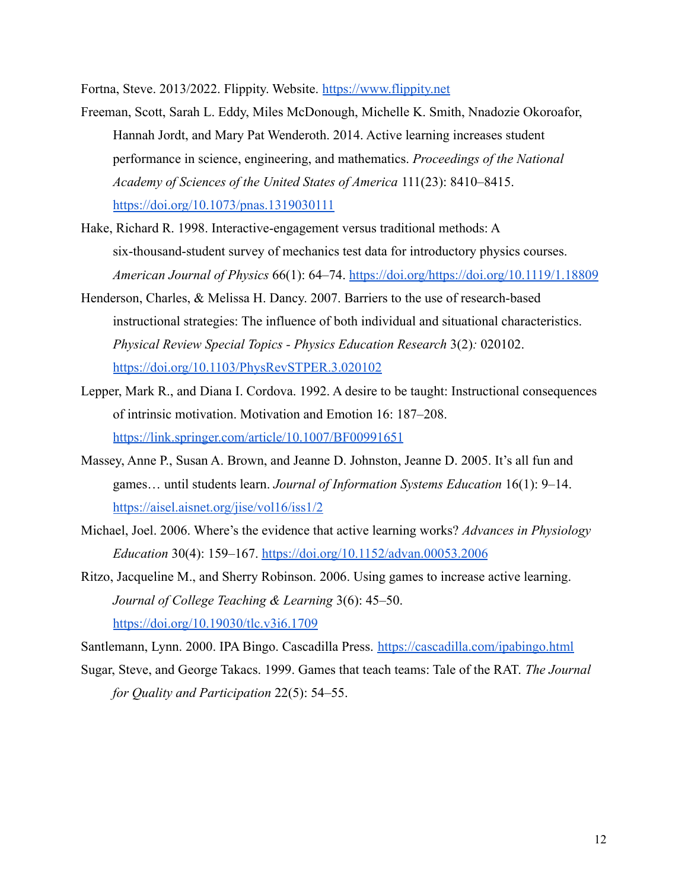Fortna, Steve. 2013/2022. Flippity. Website. https://www.flippity.net

Freeman, Scott, Sarah L. Eddy, Miles McDonough, Michelle K. Smith, Nnadozie Okoroafor, Hannah Jordt, and Mary Pat Wenderoth. 2014. Active learning increases student performance in science, engineering, and mathematics. *Proceedings of the National Academy of Sciences of the United States of America* 111(23): 8410–8415. https://doi.org/10.1073/pnas.1319030111

Hake, Richard R. 1998. Interactive-engagement versus traditional methods: A six-thousand-student survey of mechanics test data for introductory physics courses. *American Journal of Physics* 66(1): 64–74. https://doi.org/https://doi.org/10.1119/1.18809

Henderson, Charles, & Melissa H. Dancy. 2007. Barriers to the use of research-based instructional strategies: The influence of both individual and situational characteristics. *Physical Review Special Topics - Physics Education Research* 3(2)*:* 020102. https://doi.org/10.1103/PhysRevSTPER.3.020102

Lepper, Mark R., and Diana I. Cordova. 1992. A desire to be taught: Instructional consequences of intrinsic motivation. Motivation and Emotion 16: 187–208. https://link.springer.com/article/10.1007/BF00991651

Massey, Anne P., Susan A. Brown, and Jeanne D. Johnston, Jeanne D. 2005. It's all fun and games… until students learn. *Journal of Information Systems Education* 16(1): 9–14. https://aisel.aisnet.org/jise/vol16/iss1/2

Michael, Joel. 2006. Where's the evidence that active learning works? *Advances in Physiology Education* 30(4): 159–167. https://doi.org/10.1152/advan.00053.2006

Ritzo, Jacqueline M., and Sherry Robinson. 2006. Using games to increase active learning. *Journal of College Teaching & Learning* 3(6): 45–50. https://doi.org/10.19030/tlc.v3i6.1709

Santlemann, Lynn. 2000. IPA Bingo. Cascadilla Press. https://cascadilla.com/ipabingo.html

Sugar, Steve, and George Takacs. 1999. Games that teach teams: Tale of the RAT. *The Journal for Quality and Participation* 22(5): 54–55.